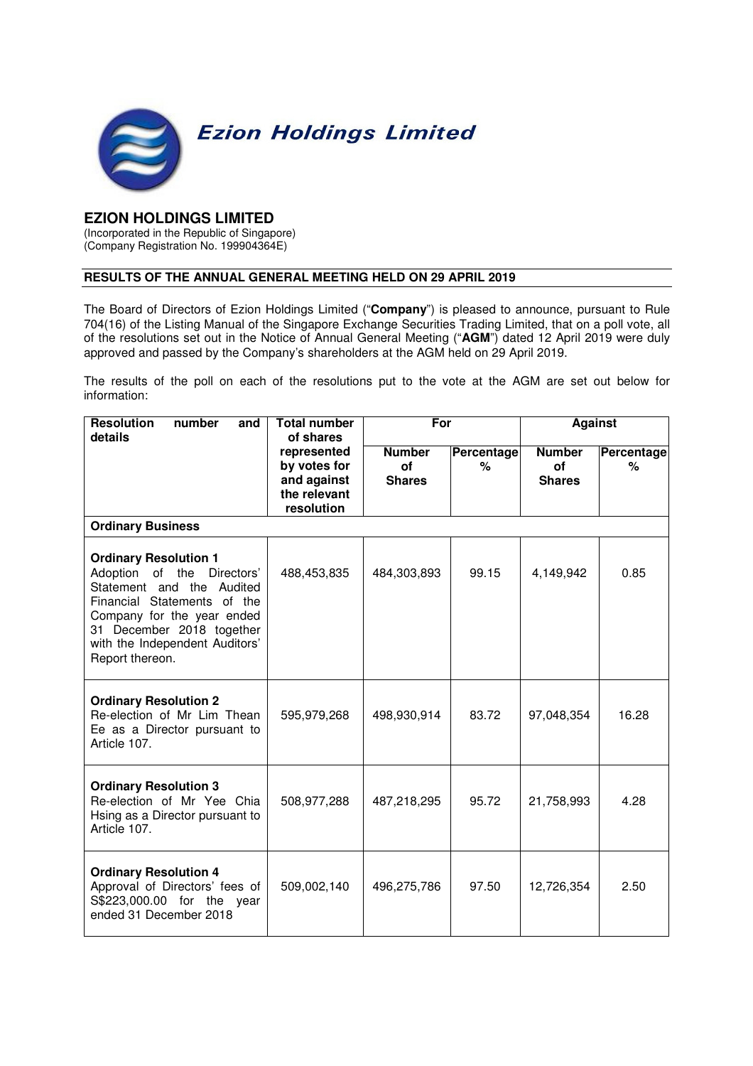Ezion Holdings Limited

# EZION HOLDINGS LIMITED

(Incorporated in the Republic of Singapore)
(Company Registration No. 199904364E)

## RESULTS OF THE ANNUAL GENERAL MEETING HELD ON 29 APRIL 2019

The Board of Directors of Ezion Holdings Limited ("**Company**") is pleased to announce, pursuant to Rule 704(16) of the Listing Manual of the Singapore Exchange Securities Trading Limited, that on a poll vote, all of the resolutions set out in the Notice of Annual General Meeting ("**AGM**") dated 12 April 2019 were duly approved and passed by the Company's shareholders at the AGM held on 29 April 2019.

The results of the poll on each of the resolutions put to the vote at the AGM are set out below for information:

| Resolution number and details | Total number of shares represented by votes for and against the relevant resolution | For | | Against | |
|---|---|---|---|---|---|
| | | Number of Shares | Percentage % | Number of Shares | Percentage % |
| **Ordinary Business** | | | | | |
| **Ordinary Resolution 1** Adoption of the Directors' Statement and the Audited Financial Statements of the Company for the year ended 31 December 2018 together with the Independent Auditors' Report thereon. | 488,453,835 | 484,303,893 | 99.15 | 4,149,942 | 0.85 |
| **Ordinary Resolution 2** Re-election of Mr Lim Thean Ee as a Director pursuant to Article 107. | 595,979,268 | 498,930,914 | 83.72 | 97,048,354 | 16.28 |
| **Ordinary Resolution 3** Re-election of Mr Yee Chia Hsing as a Director pursuant to Article 107. | 508,977,288 | 487,218,295 | 95.72 | 21,758,993 | 4.28 |
| **Ordinary Resolution 4** Approval of Directors' fees of S$223,000.00 for the year ended 31 December 2018 | 509,002,140 | 496,275,786 | 97.50 | 12,726,354 | 2.50 |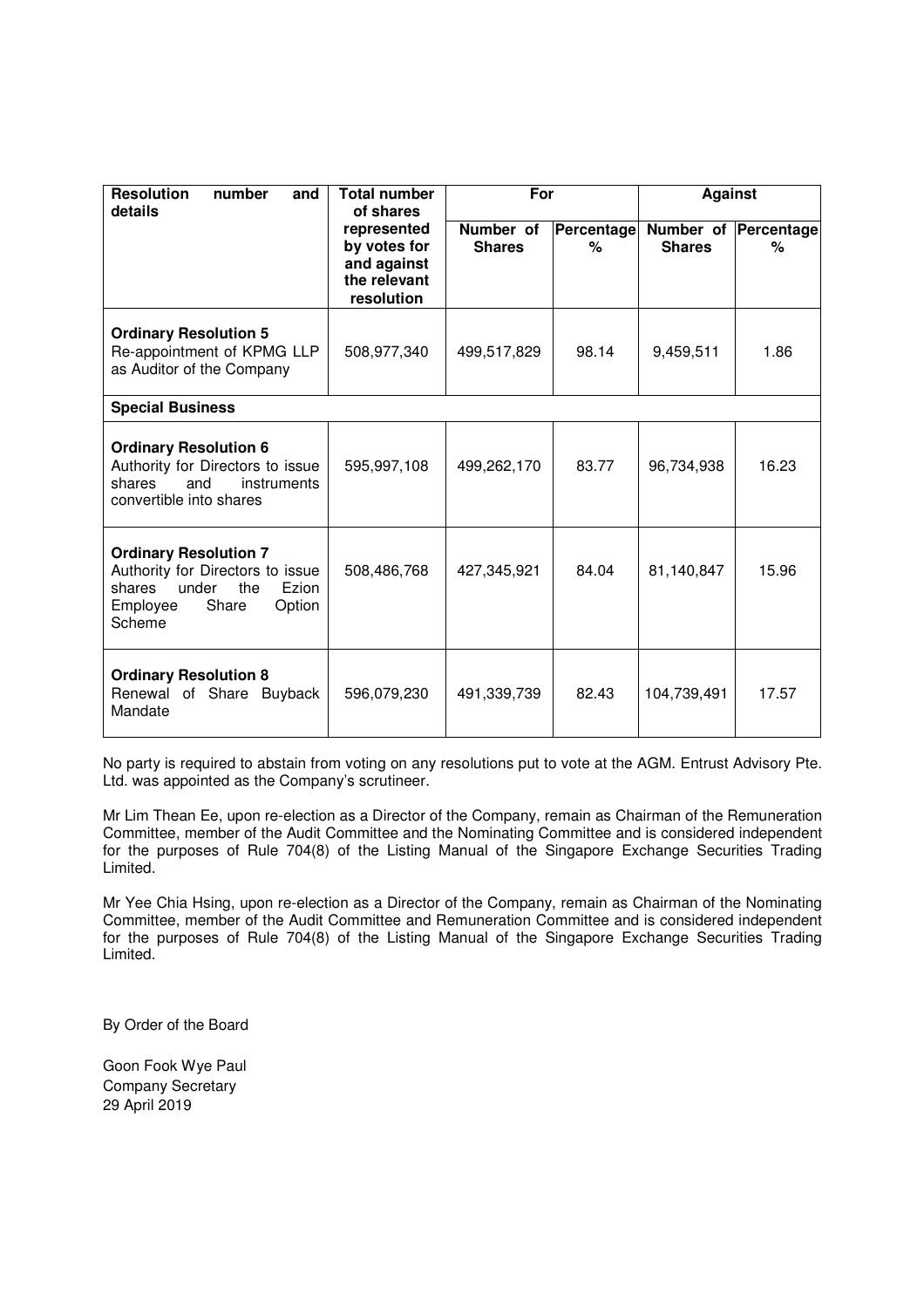| Resolution number and details | Total number of shares represented by votes for and against the relevant resolution | For | | Against | |
|---|---|---|---|---|---|
| | | Number of Shares | Percentage % | Number of Shares | Percentage % |
| **Ordinary Resolution 5** Re-appointment of KPMG LLP as Auditor of the Company | 508,977,340 | 499,517,829 | 98.14 | 9,459,511 | 1.86 |
| **Special Business** | | | | | |
| **Ordinary Resolution 6** Authority for Directors to issue shares and instruments convertible into shares | 595,997,108 | 499,262,170 | 83.77 | 96,734,938 | 16.23 |
| **Ordinary Resolution 7** Authority for Directors to issue shares under the Ezion Employee Share Option Scheme | 508,486,768 | 427,345,921 | 84.04 | 81,140,847 | 15.96 |
| **Ordinary Resolution 8** Renewal of Share Buyback Mandate | 596,079,230 | 491,339,739 | 82.43 | 104,739,491 | 17.57 |

No party is required to abstain from voting on any resolutions put to vote at the AGM. Entrust Advisory Pte. Ltd. was appointed as the Company's scrutineer.

Mr Lim Thean Ee, upon re-election as a Director of the Company, remain as Chairman of the Remuneration Committee, member of the Audit Committee and the Nominating Committee and is considered independent for the purposes of Rule 704(8) of the Listing Manual of the Singapore Exchange Securities Trading Limited.

Mr Yee Chia Hsing, upon re-election as a Director of the Company, remain as Chairman of the Nominating Committee, member of the Audit Committee and Remuneration Committee and is considered independent for the purposes of Rule 704(8) of the Listing Manual of the Singapore Exchange Securities Trading Limited.

By Order of the Board

Goon Fook Wye Paul
Company Secretary
29 April 2019